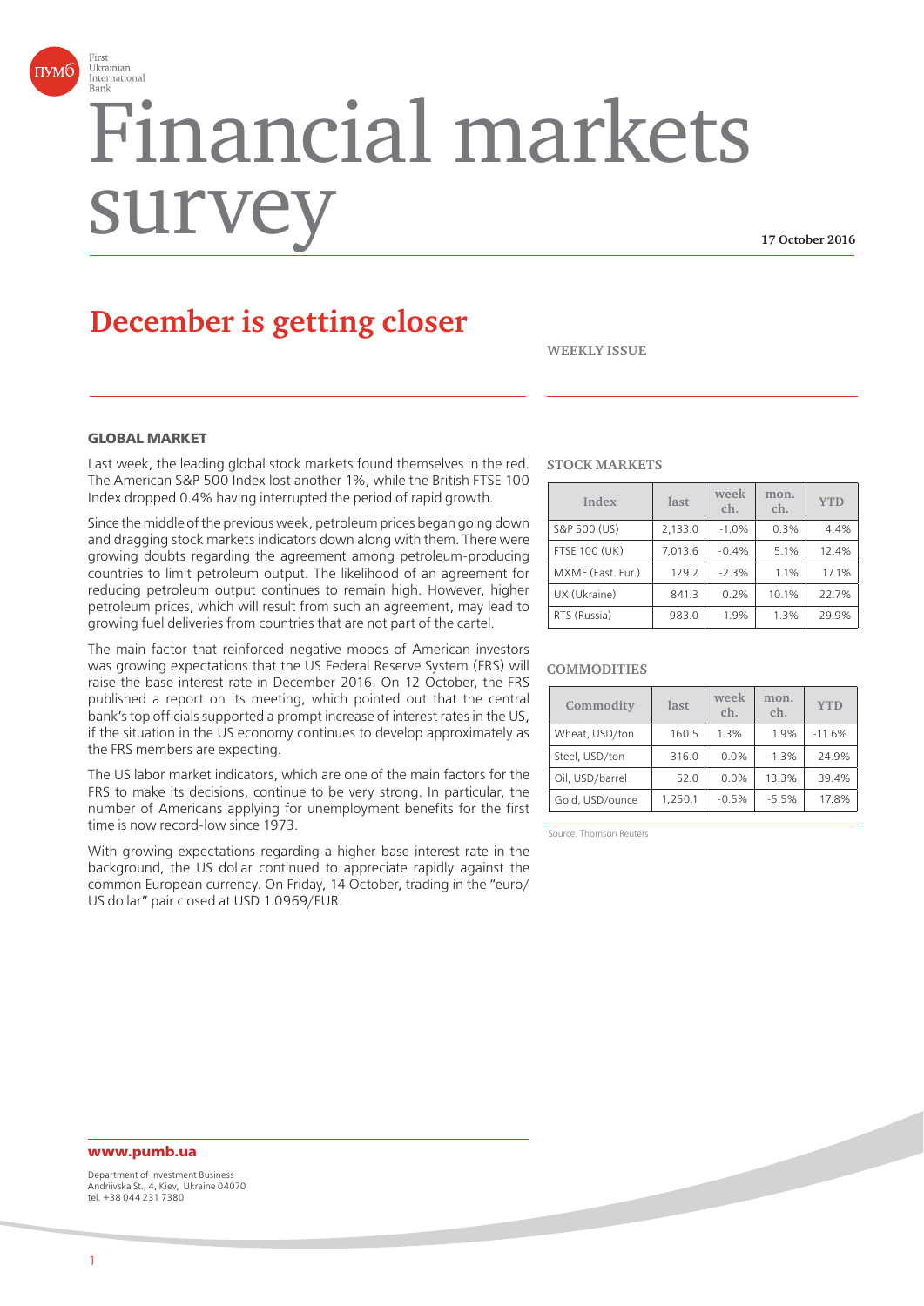First Ukrainian International Bank

# Financial markets survey

**17 October 2016**

## December is getting closer

WEEKLY ISSUE

### GLOBAL MARKET

Last week, the leading global stock markets found themselves in the red. The American S&P 500 Index lost another 1%, while the British FTSE 100 Index dropped 0.4% having interrupted the period of rapid growth.

Since the middle of the previous week, petroleum prices began going down and dragging stock markets indicators down along with them. There were growing doubts regarding the agreement among petroleum-producing countries to limit petroleum output. The likelihood of an agreement for reducing petroleum output continues to remain high. However, higher petroleum prices, which will result from such an agreement, may lead to growing fuel deliveries from countries that are not part of the cartel.

The main factor that reinforced negative moods of American investors was growing expectations that the US Federal Reserve System (FRS) will raise the base interest rate in December 2016. On 12 October, the FRS published a report on its meeting, which pointed out that the central bank's top officials supported a prompt increase of interest rates in the US, if the situation in the US economy continues to develop approximately as the FRS members are expecting.

The US labor market indicators, which are one of the main factors for the FRS to make its decisions, continue to be very strong. In particular, the number of Americans applying for unemployment benefits for the first time is now record-low since 1973.

With growing expectations regarding a higher base interest rate in the background, the US dollar continued to appreciate rapidly against the common European currency. On Friday, 14 October, trading in the "euro/US dollar" pair closed at USD 1.0969/EUR.

**STOCK MARKETS**

| Index | last | week ch. | mon. ch. | YTD |
|---|---|---|---|---|
| S&P 500 (US) | 2,133.0 | -1.0% | 0.3% | 4.4% |
| FTSE 100 (UK) | 7,013.6 | -0.4% | 5.1% | 12.4% |
| MXME (East. Eur.) | 129.2 | -2.3% | 1.1% | 17.1% |
| UX (Ukraine) | 841.3 | 0.2% | 10.1% | 22.7% |
| RTS (Russia) | 983.0 | -1.9% | 1.3% | 29.9% |

**COMMODITIES**

| Commodity | last | week ch. | mon. ch. | YTD |
|---|---|---|---|---|
| Wheat, USD/ton | 160.5 | 1.3% | 1.9% | -11.6% |
| Steel, USD/ton | 316.0 | 0.0% | -1.3% | 24.9% |
| Oil, USD/barrel | 52.0 | 0.0% | 13.3% | 39.4% |
| Gold, USD/ounce | 1,250.1 | -0.5% | -5.5% | 17.8% |

Source: Thomson Reuters

**www.pumb.ua**

Department of Investment Business
Andriivska St., 4, Kiev, Ukraine 04070
tel. +38 044 231 7380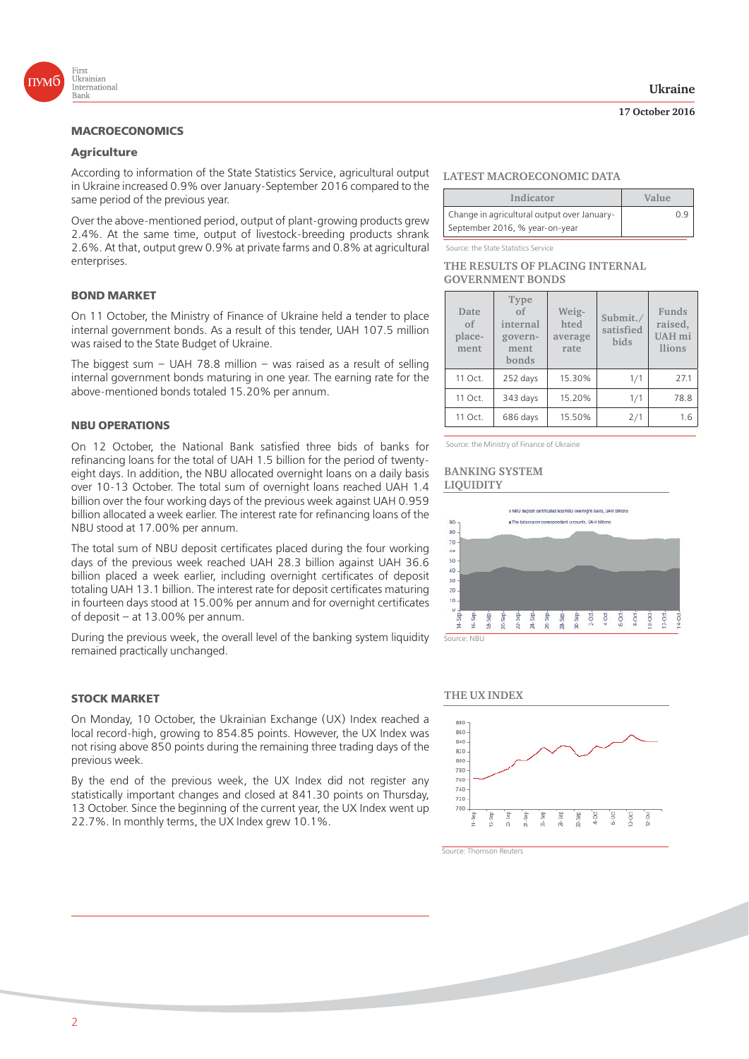## MACROECONOMICS

### Agriculture

According to information of the State Statistics Service, agricultural output in Ukraine increased 0.9% over January-September 2016 compared to the same period of the previous year.

Over the above-mentioned period, output of plant-growing products grew 2.4%. At the same time, output of livestock-breeding products shrank 2.6%. At that, output grew 0.9% at private farms and 0.8% at agricultural enterprises.

## BOND MARKET

On 11 October, the Ministry of Finance of Ukraine held a tender to place internal government bonds. As a result of this tender, UAH 107.5 million was raised to the State Budget of Ukraine.

The biggest sum – UAH 78.8 million – was raised as a result of selling internal government bonds maturing in one year. The earning rate for the above-mentioned bonds totaled 15.20% per annum.

## NBU OPERATIONS

On 12 October, the National Bank satisfied three bids of banks for refinancing loans for the total of UAH 1.5 billion for the period of twenty-eight days. In addition, the NBU allocated overnight loans on a daily basis over 10-13 October. The total sum of overnight loans reached UAH 1.4 billion over the four working days of the previous week against UAH 0.959 billion allocated a week earlier. The interest rate for refinancing loans of the NBU stood at 17.00% per annum.

The total sum of NBU deposit certificates placed during the four working days of the previous week reached UAH 28.3 billion against UAH 36.6 billion placed a week earlier, including overnight certificates of deposit totaling UAH 13.1 billion. The interest rate for deposit certificates maturing in fourteen days stood at 15.00% per annum and for overnight certificates of deposit – at 13.00% per annum.

During the previous week, the overall level of the banking system liquidity remained practically unchanged.

## STOCK MARKET

On Monday, 10 October, the Ukrainian Exchange (UX) Index reached a local record-high, growing to 854.85 points. However, the UX Index was not rising above 850 points during the remaining three trading days of the previous week.

By the end of the previous week, the UX Index did not register any statistically important changes and closed at 841.30 points on Thursday, 13 October. Since the beginning of the current year, the UX Index went up 22.7%. In monthly terms, the UX Index grew 10.1%.

### LATEST MACROECONOMIC DATA

| Indicator | Value |
|---|---|
| Change in agricultural output over January-September 2016, % year-on-year | 0.9 |

Source: the State Statistics Service

### THE RESULTS OF PLACING INTERNAL GOVERNMENT BONDS

| Date of placement | Type of internal government bonds | Weighted average rate | Submit./satisfied bids | Funds raised, UAH millions |
|---|---|---|---|---|
| 11 Oct. | 252 days | 15.30% | 1/1 | 27.1 |
| 11 Oct. | 343 days | 15.20% | 1/1 | 78.8 |
| 11 Oct. | 686 days | 15.50% | 2/1 | 1.6 |

Source: the Ministry of Finance of Ukraine

### BANKING SYSTEM LIQUIDITY

Source: NBU

### THE UX INDEX

Source: Thomson Reuters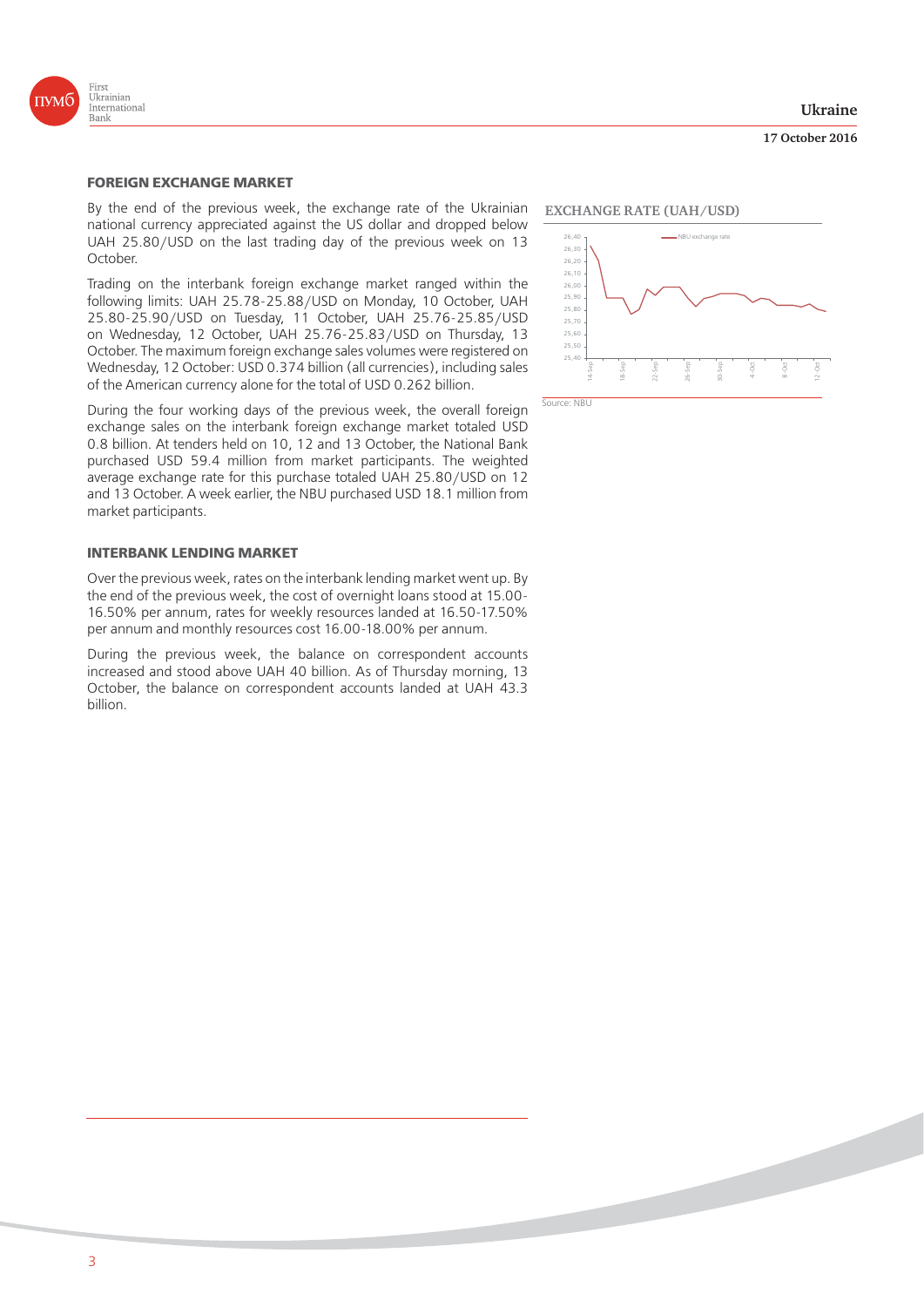## FOREIGN EXCHANGE MARKET

By the end of the previous week, the exchange rate of the Ukrainian national currency appreciated against the US dollar and dropped below UAH 25.80/USD on the last trading day of the previous week on 13 October.

Trading on the interbank foreign exchange market ranged within the following limits: UAH 25.78-25.88/USD on Monday, 10 October, UAH 25.80-25.90/USD on Tuesday, 11 October, UAH 25.76-25.85/USD on Wednesday, 12 October, UAH 25.76-25.83/USD on Thursday, 13 October. The maximum foreign exchange sales volumes were registered on Wednesday, 12 October: USD 0.374 billion (all currencies), including sales of the American currency alone for the total of USD 0.262 billion.

During the four working days of the previous week, the overall foreign exchange sales on the interbank foreign exchange market totaled USD 0.8 billion. At tenders held on 10, 12 and 13 October, the National Bank purchased USD 59.4 million from market participants. The weighted average exchange rate for this purchase totaled UAH 25.80/USD on 12 and 13 October. A week earlier, the NBU purchased USD 18.1 million from market participants.

**EXCHANGE RATE (UAH/USD)**

Source: NBU

## INTERBANK LENDING MARKET

Over the previous week, rates on the interbank lending market went up. By the end of the previous week, the cost of overnight loans stood at 15.00-16.50% per annum, rates for weekly resources landed at 16.50-17.50% per annum and monthly resources cost 16.00-18.00% per annum.

During the previous week, the balance on correspondent accounts increased and stood above UAH 40 billion. As of Thursday morning, 13 October, the balance on correspondent accounts landed at UAH 43.3 billion.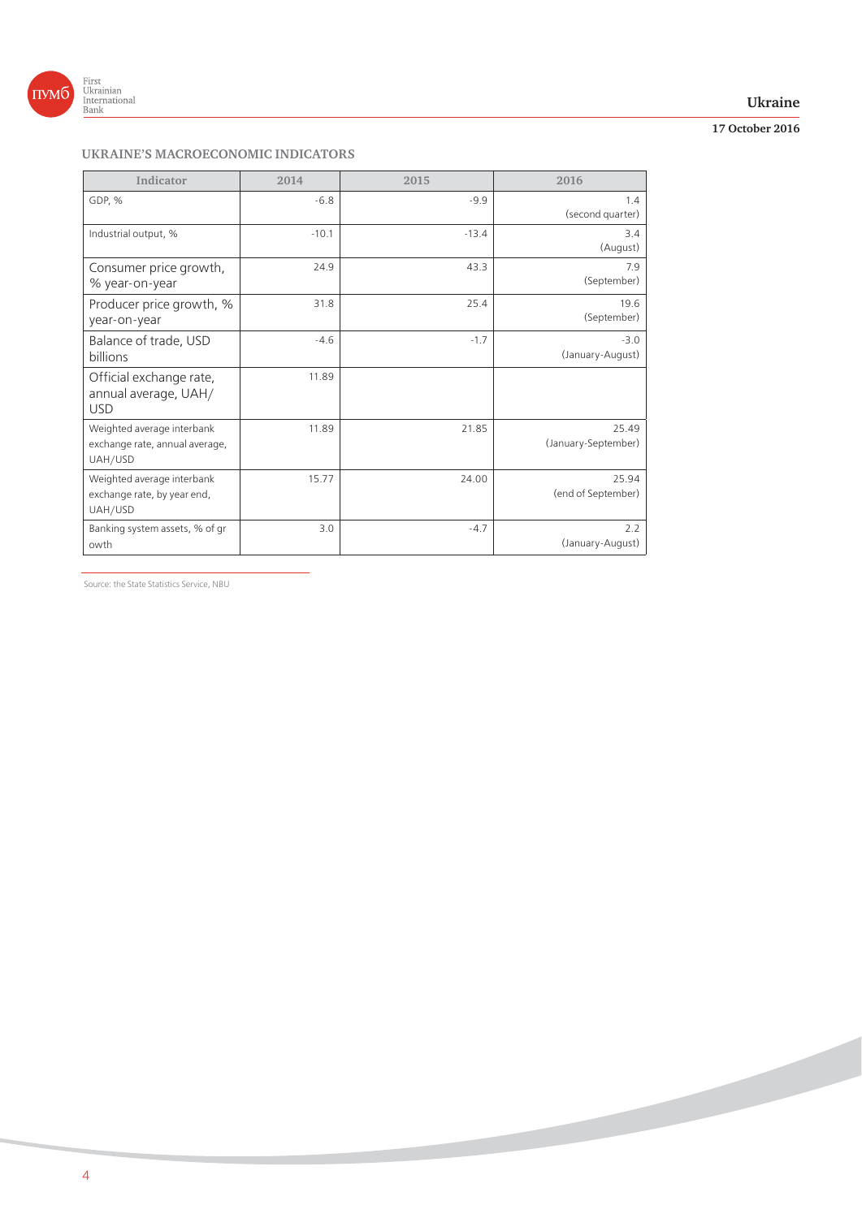## UKRAINE'S MACROECONOMIC INDICATORS

| Indicator | 2014 | 2015 | 2016 |
|---|---|---|---|
| GDP, % | -6.8 | -9.9 | 1.4 (second quarter) |
| Industrial output, % | -10.1 | -13.4 | 3.4 (August) |
| Consumer price growth, % year-on-year | 24.9 | 43.3 | 7.9 (September) |
| Producer price growth, % year-on-year | 31.8 | 25.4 | 19.6 (September) |
| Balance of trade, USD billions | -4.6 | -1.7 | -3.0 (January-August) |
| Official exchange rate, annual average, UAH/USD | 11.89 | | |
| Weighted average interbank exchange rate, annual average, UAH/USD | 11.89 | 21.85 | 25.49 (January-September) |
| Weighted average interbank exchange rate, by year end, UAH/USD | 15.77 | 24.00 | 25.94 (end of September) |
| Banking system assets, % of growth | 3.0 | -4.7 | 2.2 (January-August) |

Source: the State Statistics Service, NBU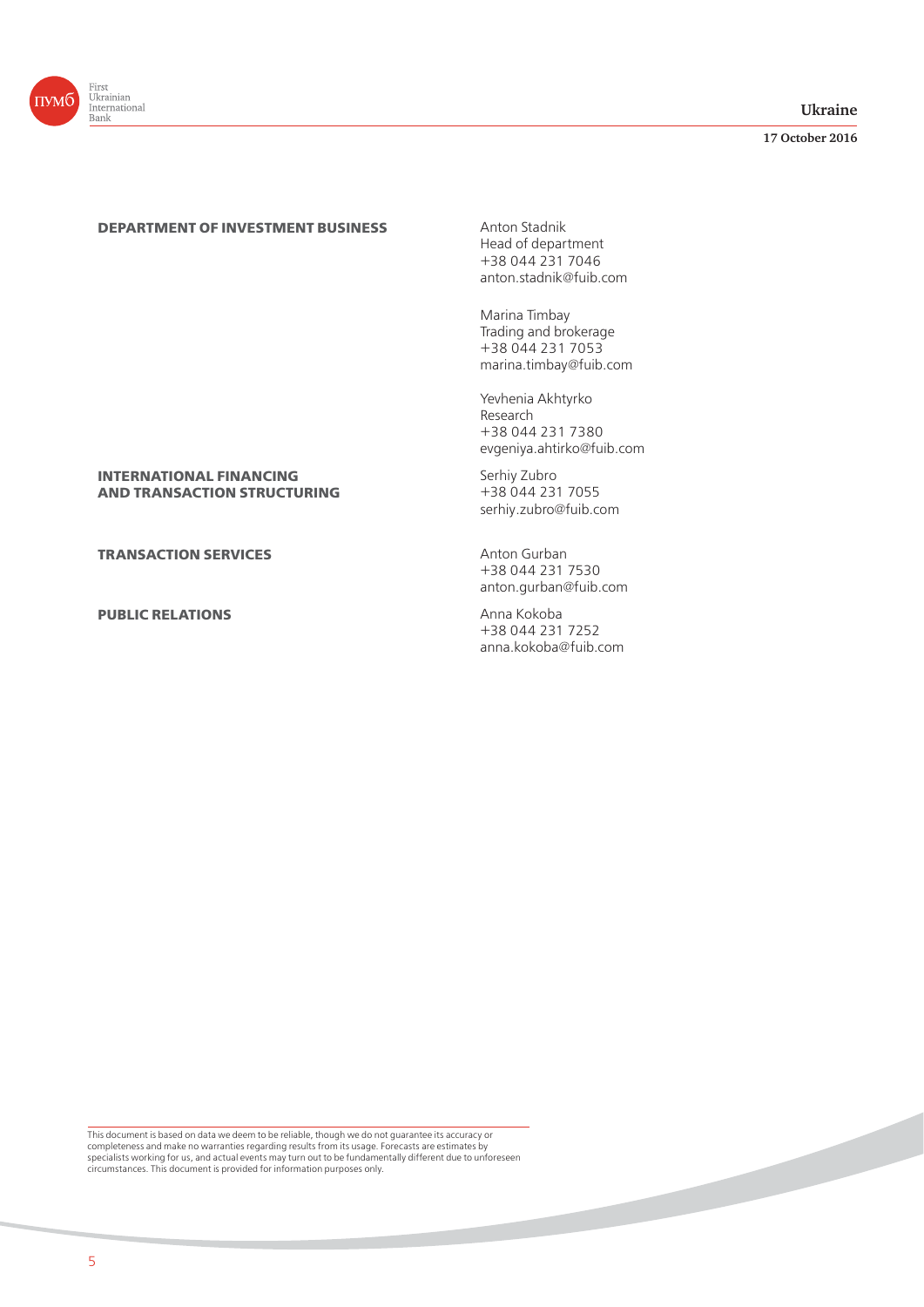**DEPARTMENT OF INVESTMENT BUSINESS**

Anton Stadnik
Head of department
+38 044 231 7046
anton.stadnik@fuib.com

Marina Timbay
Trading and brokerage
+38 044 231 7053
marina.timbay@fuib.com

Yevhenia Akhtyrko
Research
+38 044 231 7380
evgeniya.ahtirko@fuib.com

**INTERNATIONAL FINANCING AND TRANSACTION STRUCTURING**

Serhiy Zubro
+38 044 231 7055
serhiy.zubro@fuib.com

**TRANSACTION SERVICES**

Anton Gurban
+38 044 231 7530
anton.gurban@fuib.com

**PUBLIC RELATIONS**

Anna Kokoba
+38 044 231 7252
anna.kokoba@fuib.com

This document is based on data we deem to be reliable, though we do not guarantee its accuracy or completeness and make no warranties regarding results from its usage. Forecasts are estimates by specialists working for us, and actual events may turn out to be fundamentally different due to unforeseen circumstances. This document is provided for information purposes only.